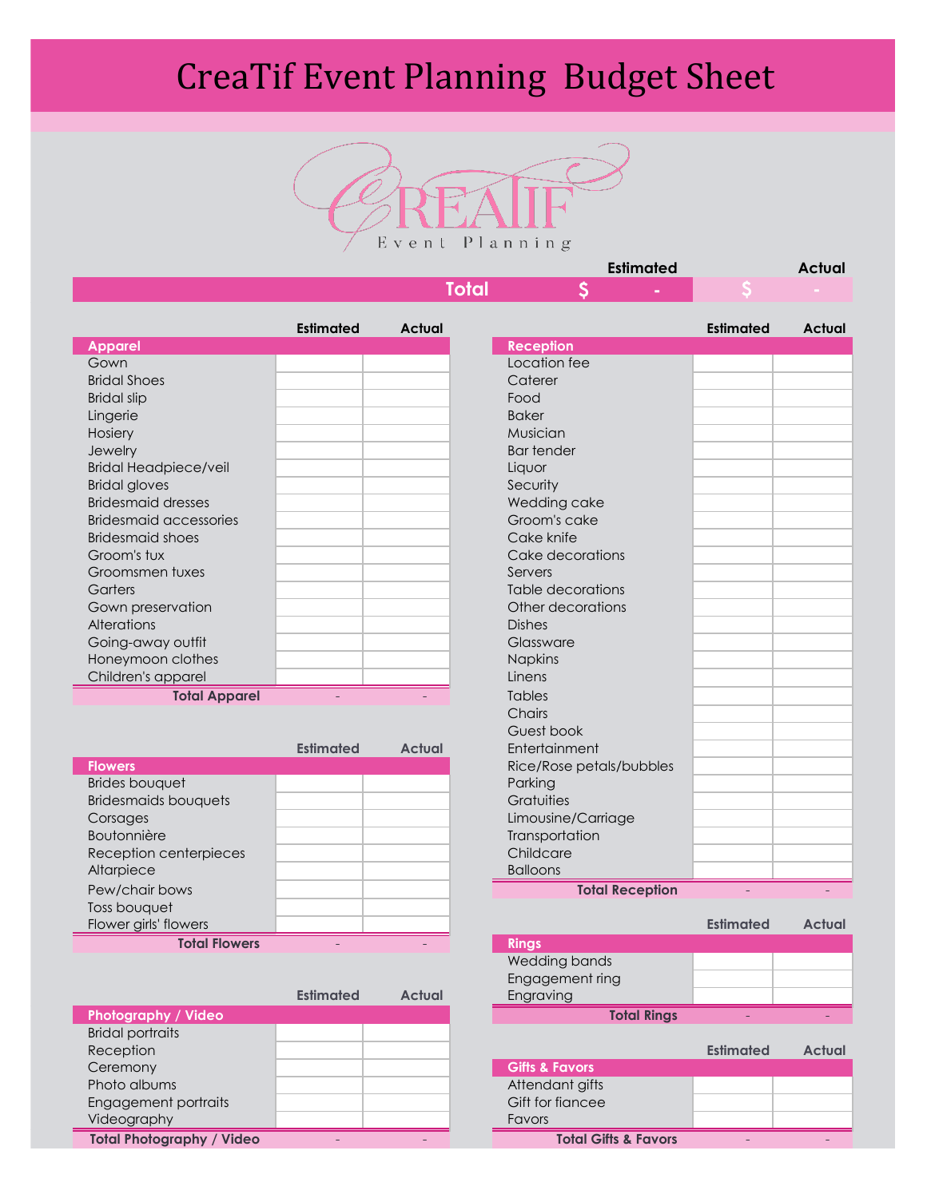# CreaTif Event Planning Budget Sheet

CreaTif Event Planning

| | Estimated | Actual |
|---|---|---|
| **Total** | $ - | $ - |

| Apparel | Estimated | Actual |
|---|---|---|
| Gown | | |
| Bridal Shoes | | |
| Bridal slip | | |
| Lingerie | | |
| Hosiery | | |
| Jewelry | | |
| Bridal Headpiece/veil | | |
| Bridal gloves | | |
| Bridesmaid dresses | | |
| Bridesmaid accessories | | |
| Bridesmaid shoes | | |
| Groom's tux | | |
| Groomsmen tuxes | | |
| Garters | | |
| Gown preservation | | |
| Alterations | | |
| Going-away outfit | | |
| Honeymoon clothes | | |
| Children's apparel | | |
| **Total Apparel** | - | - |

| Flowers | Estimated | Actual |
|---|---|---|
| Brides bouquet | | |
| Bridesmaids bouquets | | |
| Corsages | | |
| Boutonnière | | |
| Reception centerpieces | | |
| Altarpiece | | |
| Pew/chair bows | | |
| Toss bouquet | | |
| Flower girls' flowers | | |
| **Total Flowers** | - | - |

| Photography / Video | Estimated | Actual |
|---|---|---|
| Bridal portraits | | |
| Reception | | |
| Ceremony | | |
| Photo albums | | |
| Engagement portraits | | |
| Videography | | |
| **Total Photography / Video** | - | - |

| Reception | Estimated | Actual |
|---|---|---|
| Location fee | | |
| Caterer | | |
| Food | | |
| Baker | | |
| Musician | | |
| Bar tender | | |
| Liquor | | |
| Security | | |
| Wedding cake | | |
| Groom's cake | | |
| Cake knife | | |
| Cake decorations | | |
| Servers | | |
| Table decorations | | |
| Other decorations | | |
| Dishes | | |
| Glassware | | |
| Napkins | | |
| Linens | | |
| Tables | | |
| Chairs | | |
| Guest book | | |
| Entertainment | | |
| Rice/Rose petals/bubbles | | |
| Parking | | |
| Gratuities | | |
| Limousine/Carriage | | |
| Transportation | | |
| Childcare | | |
| Balloons | | |
| **Total Reception** | - | - |

| Rings | Estimated | Actual |
|---|---|---|
| Wedding bands | | |
| Engagement ring | | |
| Engraving | | |
| **Total Rings** | - | - |

| Gifts & Favors | Estimated | Actual |
|---|---|---|
| Attendant gifts | | |
| Gift for fiancee | | |
| Favors | | |
| **Total Gifts & Favors** | - | - |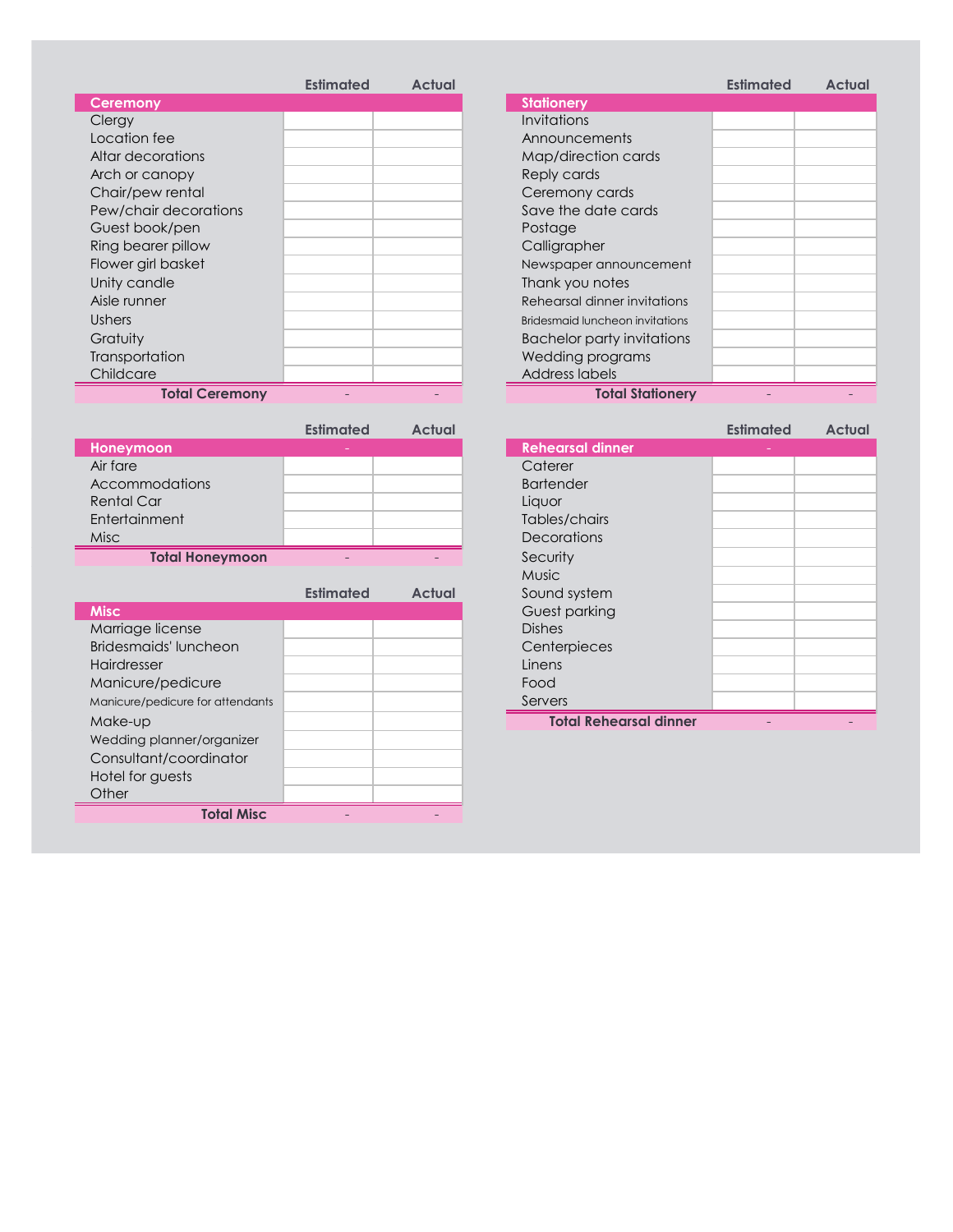| | Estimated | Actual |
|---|---|---|
| **Ceremony** | | |
| Clergy | | |
| Location fee | | |
| Altar decorations | | |
| Arch or canopy | | |
| Chair/pew rental | | |
| Pew/chair decorations | | |
| Guest book/pen | | |
| Ring bearer pillow | | |
| Flower girl basket | | |
| Unity candle | | |
| Aisle runner | | |
| Ushers | | |
| Gratuity | | |
| Transportation | | |
| Childcare | | |
| **Total Ceremony** | - | - |

| | Estimated | Actual |
|---|---|---|
| **Stationery** | | |
| Invitations | | |
| Announcements | | |
| Map/direction cards | | |
| Reply cards | | |
| Ceremony cards | | |
| Save the date cards | | |
| Postage | | |
| Calligrapher | | |
| Newspaper announcement | | |
| Thank you notes | | |
| Rehearsal dinner invitations | | |
| Bridesmaid luncheon invitations | | |
| Bachelor party invitations | | |
| Wedding programs | | |
| Address labels | | |
| **Total Stationery** | - | - |

| | Estimated | Actual |
|---|---|---|
| **Honeymoon** | - | |
| Air fare | | |
| Accommodations | | |
| Rental Car | | |
| Entertainment | | |
| Misc | | |
| **Total Honeymoon** | - | - |

| | Estimated | Actual |
|---|---|---|
| **Misc** | | |
| Marriage license | | |
| Bridesmaids' luncheon | | |
| Hairdresser | | |
| Manicure/pedicure | | |
| Manicure/pedicure for attendants | | |
| Make-up | | |
| Wedding planner/organizer | | |
| Consultant/coordinator | | |
| Hotel for guests | | |
| Other | | |
| **Total Misc** | - | - |

| | Estimated | Actual |
|---|---|---|
| **Rehearsal dinner** | - | |
| Caterer | | |
| Bartender | | |
| Liquor | | |
| Tables/chairs | | |
| Decorations | | |
| Security | | |
| Music | | |
| Sound system | | |
| Guest parking | | |
| Dishes | | |
| Centerpieces | | |
| Linens | | |
| Food | | |
| Servers | | |
| **Total Rehearsal dinner** | - | - |